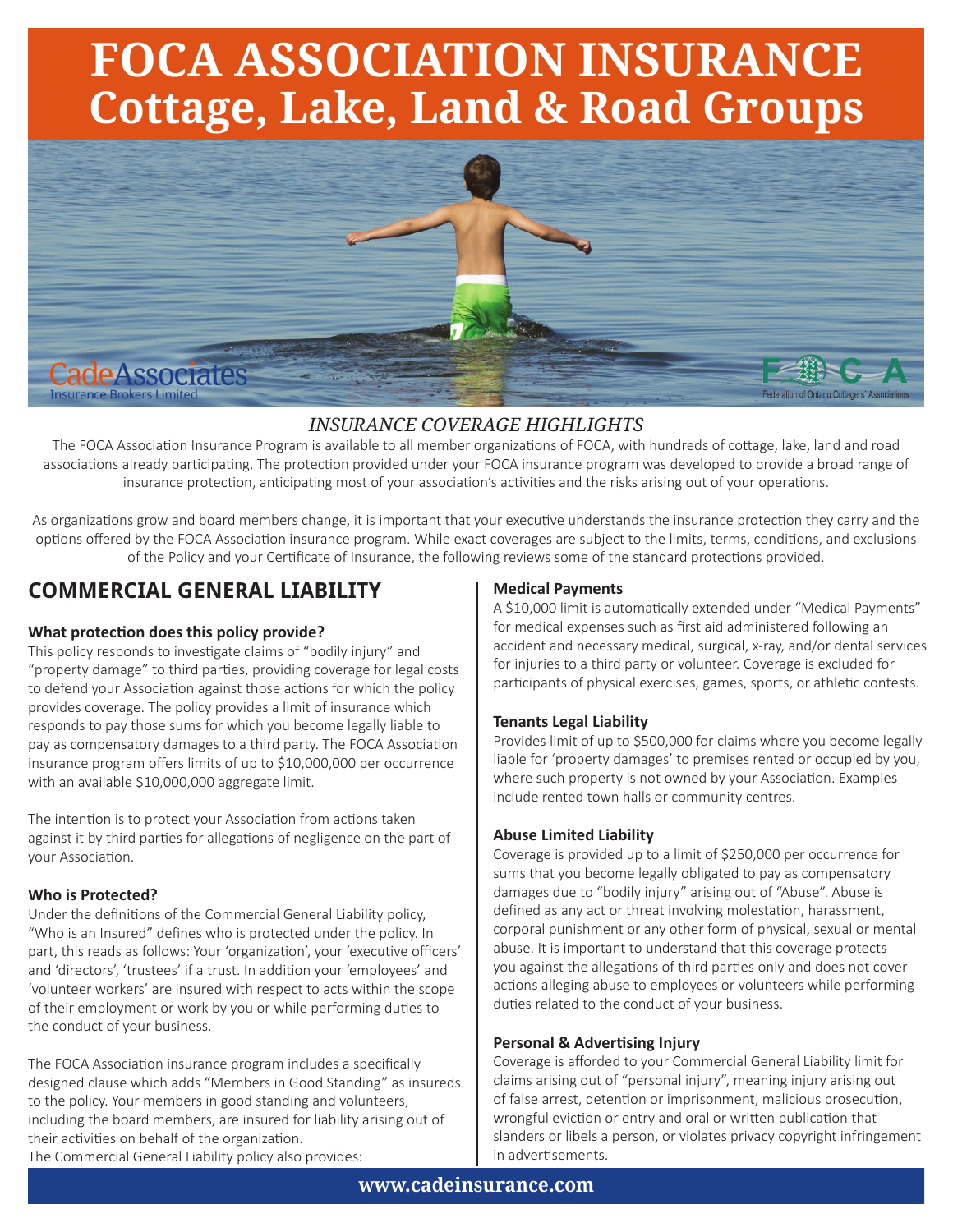# FOCA ASSOCIATION INSURANCE
# Cottage, Lake, Land & Road Groups

CadeAssociates Insurance Brokers Limited

FOCA Federation of Ontario Cottagers' Associations

*INSURANCE COVERAGE HIGHLIGHTS*

The FOCA Association Insurance Program is available to all member organizations of FOCA, with hundreds of cottage, lake, land and road associations already participating. The protection provided under your FOCA insurance program was developed to provide a broad range of insurance protection, anticipating most of your association's activities and the risks arising out of your operations.

As organizations grow and board members change, it is important that your executive understands the insurance protection they carry and the options offered by the FOCA Association insurance program. While exact coverages are subject to the limits, terms, conditions, and exclusions of the Policy and your Certificate of Insurance, the following reviews some of the standard protections provided.

## COMMERCIAL GENERAL LIABILITY

### What protection does this policy provide?

This policy responds to investigate claims of "bodily injury" and "property damage" to third parties, providing coverage for legal costs to defend your Association against those actions for which the policy provides coverage. The policy provides a limit of insurance which responds to pay those sums for which you become legally liable to pay as compensatory damages to a third party. The FOCA Association insurance program offers limits of up to $10,000,000 per occurrence with an available $10,000,000 aggregate limit.

The intention is to protect your Association from actions taken against it by third parties for allegations of negligence on the part of your Association.

### Who is Protected?

Under the definitions of the Commercial General Liability policy, "Who is an Insured" defines who is protected under the policy. In part, this reads as follows: Your 'organization', your 'executive officers' and 'directors', 'trustees' if a trust. In addition your 'employees' and 'volunteer workers' are insured with respect to acts within the scope of their employment or work by you or while performing duties to the conduct of your business.

The FOCA Association insurance program includes a specifically designed clause which adds "Members in Good Standing" as insureds to the policy. Your members in good standing and volunteers, including the board members, are insured for liability arising out of their activities on behalf of the organization.
The Commercial General Liability policy also provides:

### Medical Payments

A $10,000 limit is automatically extended under "Medical Payments" for medical expenses such as first aid administered following an accident and necessary medical, surgical, x-ray, and/or dental services for injuries to a third party or volunteer. Coverage is excluded for participants of physical exercises, games, sports, or athletic contests.

### Tenants Legal Liability

Provides limit of up to $500,000 for claims where you become legally liable for 'property damages' to premises rented or occupied by you, where such property is not owned by your Association. Examples include rented town halls or community centres.

### Abuse Limited Liability

Coverage is provided up to a limit of $250,000 per occurrence for sums that you become legally obligated to pay as compensatory damages due to "bodily injury" arising out of "Abuse". Abuse is defined as any act or threat involving molestation, harassment, corporal punishment or any other form of physical, sexual or mental abuse. It is important to understand that this coverage protects you against the allegations of third parties only and does not cover actions alleging abuse to employees or volunteers while performing duties related to the conduct of your business.

### Personal & Advertising Injury

Coverage is afforded to your Commercial General Liability limit for claims arising out of "personal injury", meaning injury arising out of false arrest, detention or imprisonment, malicious prosecution, wrongful eviction or entry and oral or written publication that slanders or libels a person, or violates privacy copyright infringement in advertisements.

**www.cadeinsurance.com**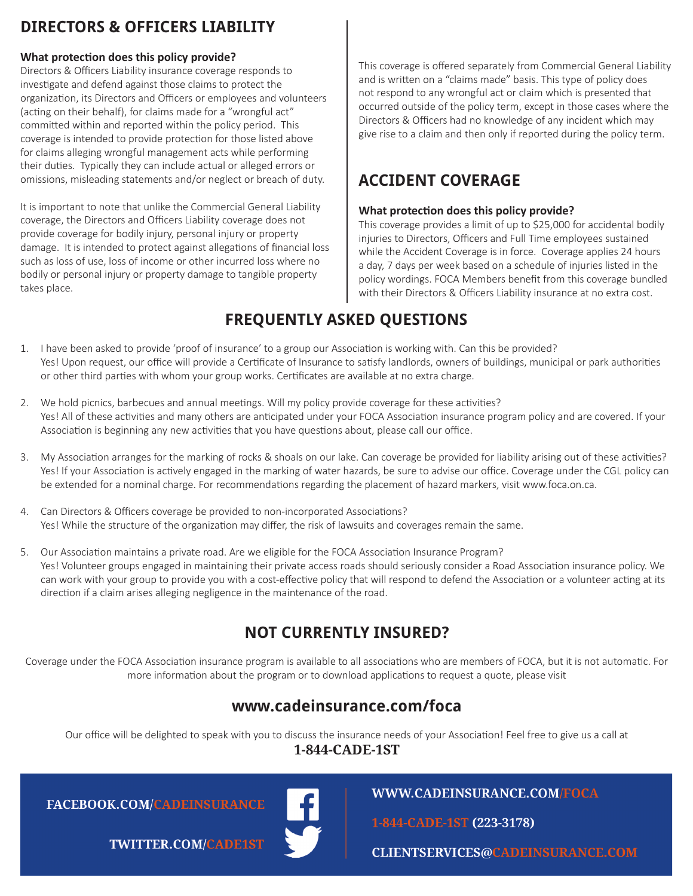## DIRECTORS & OFFICERS LIABILITY

**What protection does this policy provide?**

Directors & Officers Liability insurance coverage responds to investigate and defend against those claims to protect the organization, its Directors and Officers or employees and volunteers (acting on their behalf), for claims made for a "wrongful act" committed within and reported within the policy period. This coverage is intended to provide protection for those listed above for claims alleging wrongful management acts while performing their duties. Typically they can include actual or alleged errors or omissions, misleading statements and/or neglect or breach of duty.

It is important to note that unlike the Commercial General Liability coverage, the Directors and Officers Liability coverage does not provide coverage for bodily injury, personal injury or property damage. It is intended to protect against allegations of financial loss such as loss of use, loss of income or other incurred loss where no bodily or personal injury or property damage to tangible property takes place.

This coverage is offered separately from Commercial General Liability and is written on a "claims made" basis. This type of policy does not respond to any wrongful act or claim which is presented that occurred outside of the policy term, except in those cases where the Directors & Officers had no knowledge of any incident which may give rise to a claim and then only if reported during the policy term.

## ACCIDENT COVERAGE

**What protection does this policy provide?**

This coverage provides a limit of up to $25,000 for accidental bodily injuries to Directors, Officers and Full Time employees sustained while the Accident Coverage is in force. Coverage applies 24 hours a day, 7 days per week based on a schedule of injuries listed in the policy wordings. FOCA Members benefit from this coverage bundled with their Directors & Officers Liability insurance at no extra cost.

## FREQUENTLY ASKED QUESTIONS

1. I have been asked to provide 'proof of insurance' to a group our Association is working with. Can this be provided?
   Yes! Upon request, our office will provide a Certificate of Insurance to satisfy landlords, owners of buildings, municipal or park authorities or other third parties with whom your group works. Certificates are available at no extra charge.

2. We hold picnics, barbecues and annual meetings. Will my policy provide coverage for these activities?
   Yes! All of these activities and many others are anticipated under your FOCA Association insurance program policy and are covered. If your Association is beginning any new activities that you have questions about, please call our office.

3. My Association arranges for the marking of rocks & shoals on our lake. Can coverage be provided for liability arising out of these activities?
   Yes! If your Association is actively engaged in the marking of water hazards, be sure to advise our office. Coverage under the CGL policy can be extended for a nominal charge. For recommendations regarding the placement of hazard markers, visit www.foca.on.ca.

4. Can Directors & Officers coverage be provided to non-incorporated Associations?
   Yes! While the structure of the organization may differ, the risk of lawsuits and coverages remain the same.

5. Our Association maintains a private road. Are we eligible for the FOCA Association Insurance Program?
   Yes! Volunteer groups engaged in maintaining their private access roads should seriously consider a Road Association insurance policy. We can work with your group to provide you with a cost-effective policy that will respond to defend the Association or a volunteer acting at its direction if a claim arises alleging negligence in the maintenance of the road.

## NOT CURRENTLY INSURED?

Coverage under the FOCA Association insurance program is available to all associations who are members of FOCA, but it is not automatic. For more information about the program or to download applications to request a quote, please visit

### www.cadeinsurance.com/foca

Our office will be delighted to speak with you to discuss the insurance needs of your Association! Feel free to give us a call at

**1-844-CADE-1ST**

FACEBOOK.COM/CADEINSURANCE

TWITTER.COM/CADE1ST

WWW.CADEINSURANCE.COM/FOCA

1-844-CADE-1ST (223-3178)

CLIENTSERVICES@CADEINSURANCE.COM